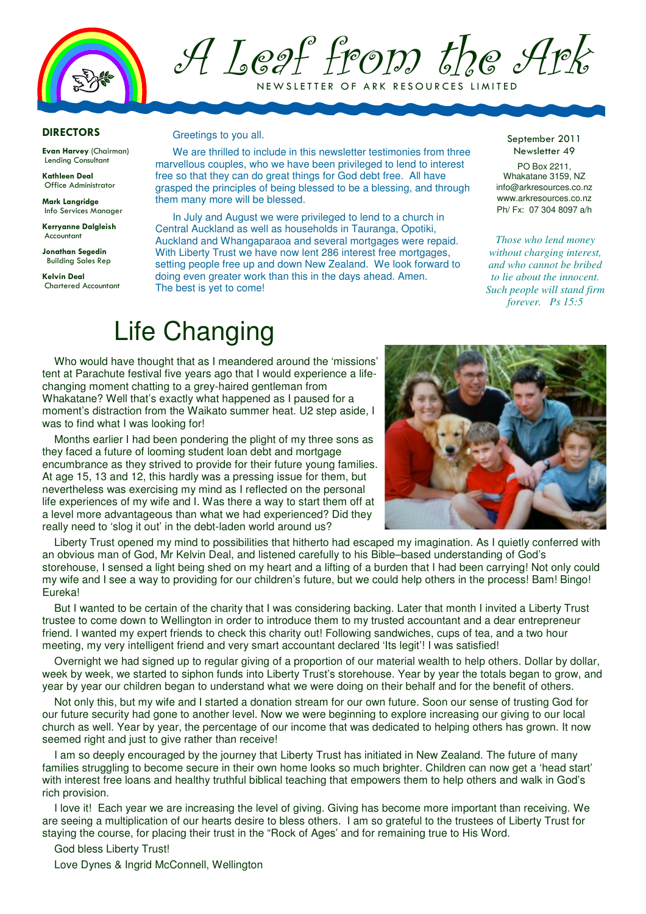# A Leaf from the Ark

NEWSLETTER OF ARK RESOURCES LIMITED

**DIRECTORS**

**Evan Harvey** (Chairman)
Lending Consultant

**Kathleen Deal**
Office Administrator

**Mark Langridge**
Info Services Manager

**Kerryanne Dalgleish**
Accountant

**Jonathan Segedin**
Building Sales Rep

**Kelvin Deal**
Chartered Accountant

Greetings to you all.

We are thrilled to include in this newsletter testimonies from three marvellous couples, who we have been privileged to lend to interest free so that they can do great things for God debt free. All have grasped the principles of being blessed to be a blessing, and through them many more will be blessed.

In July and August we were privileged to lend to a church in Central Auckland as well as households in Tauranga, Opotiki, Auckland and Whangaparaoa and several mortgages were repaid. With Liberty Trust we have now lent 286 interest free mortgages, setting people free up and down New Zealand. We look forward to doing even greater work than this in the days ahead. Amen. The best is yet to come!

September 2011
Newsletter 49

PO Box 2211,
Whakatane 3159, NZ
info@arkresources.co.nz
www.arkresources.co.nz
Ph/ Fx: 07 304 8097 a/h

*Those who lend money without charging interest, and who cannot be bribed to lie about the innocent. Such people will stand firm forever. Ps 15:5*

# Life Changing

Who would have thought that as I meandered around the 'missions' tent at Parachute festival five years ago that I would experience a life-changing moment chatting to a grey-haired gentleman from Whakatane? Well that's exactly what happened as I paused for a moment's distraction from the Waikato summer heat. U2 step aside, I was to find what I was looking for!

Months earlier I had been pondering the plight of my three sons as they faced a future of looming student loan debt and mortgage encumbrance as they strived to provide for their future young families. At age 15, 13 and 12, this hardly was a pressing issue for them, but nevertheless was exercising my mind as I reflected on the personal life experiences of my wife and I. Was there a way to start them off at a level more advantageous than what we had experienced? Did they really need to 'slog it out' in the debt-laden world around us?

Liberty Trust opened my mind to possibilities that hitherto had escaped my imagination. As I quietly conferred with an obvious man of God, Mr Kelvin Deal, and listened carefully to his Bible–based understanding of God's storehouse, I sensed a light being shed on my heart and a lifting of a burden that I had been carrying! Not only could my wife and I see a way to providing for our children's future, but we could help others in the process! Bam! Bingo! Eureka!

But I wanted to be certain of the charity that I was considering backing. Later that month I invited a Liberty Trust trustee to come down to Wellington in order to introduce them to my trusted accountant and a dear entrepreneur friend. I wanted my expert friends to check this charity out! Following sandwiches, cups of tea, and a two hour meeting, my very intelligent friend and very smart accountant declared 'Its legit'! I was satisfied!

Overnight we had signed up to regular giving of a proportion of our material wealth to help others. Dollar by dollar, week by week, we started to siphon funds into Liberty Trust's storehouse. Year by year the totals began to grow, and year by year our children began to understand what we were doing on their behalf and for the benefit of others.

Not only this, but my wife and I started a donation stream for our own future. Soon our sense of trusting God for our future security had gone to another level. Now we were beginning to explore increasing our giving to our local church as well. Year by year, the percentage of our income that was dedicated to helping others has grown. It now seemed right and just to give rather than receive!

I am so deeply encouraged by the journey that Liberty Trust has initiated in New Zealand. The future of many families struggling to become secure in their own home looks so much brighter. Children can now get a 'head start' with interest free loans and healthy truthful biblical teaching that empowers them to help others and walk in God's rich provision.

I love it! Each year we are increasing the level of giving. Giving has become more important than receiving. We are seeing a multiplication of our hearts desire to bless others. I am so grateful to the trustees of Liberty Trust for staying the course, for placing their trust in the "Rock of Ages' and for remaining true to His Word.

God bless Liberty Trust!

Love Dynes & Ingrid McConnell, Wellington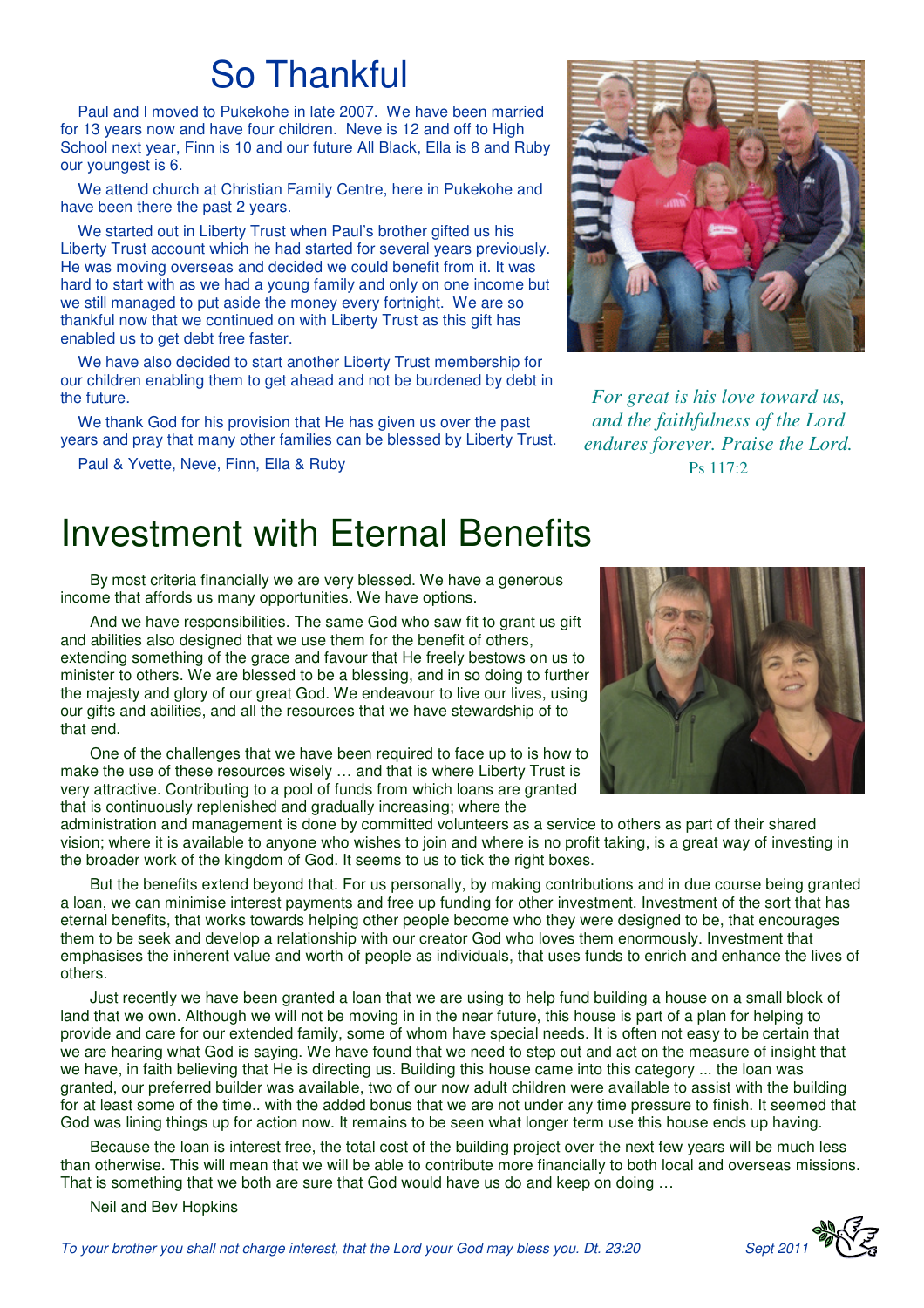# So Thankful

Paul and I moved to Pukekohe in late 2007. We have been married for 13 years now and have four children. Neve is 12 and off to High School next year, Finn is 10 and our future All Black, Ella is 8 and Ruby our youngest is 6.

We attend church at Christian Family Centre, here in Pukekohe and have been there the past 2 years.

We started out in Liberty Trust when Paul's brother gifted us his Liberty Trust account which he had started for several years previously. He was moving overseas and decided we could benefit from it. It was hard to start with as we had a young family and only on one income but we still managed to put aside the money every fortnight. We are so thankful now that we continued on with Liberty Trust as this gift has enabled us to get debt free faster.

We have also decided to start another Liberty Trust membership for our children enabling them to get ahead and not be burdened by debt in the future.

We thank God for his provision that He has given us over the past years and pray that many other families can be blessed by Liberty Trust.

Paul & Yvette, Neve, Finn, Ella & Ruby

*For great is his love toward us, and the faithfulness of the Lord endures forever. Praise the Lord.*
Ps 117:2

# Investment with Eternal Benefits

By most criteria financially we are very blessed. We have a generous income that affords us many opportunities. We have options.

And we have responsibilities. The same God who saw fit to grant us gift and abilities also designed that we use them for the benefit of others, extending something of the grace and favour that He freely bestows on us to minister to others. We are blessed to be a blessing, and in so doing to further the majesty and glory of our great God. We endeavour to live our lives, using our gifts and abilities, and all the resources that we have stewardship of to that end.

One of the challenges that we have been required to face up to is how to make the use of these resources wisely … and that is where Liberty Trust is very attractive. Contributing to a pool of funds from which loans are granted that is continuously replenished and gradually increasing; where the administration and management is done by committed volunteers as a service to others as part of their shared vision; where it is available to anyone who wishes to join and where is no profit taking, is a great way of investing in the broader work of the kingdom of God. It seems to us to tick the right boxes.

But the benefits extend beyond that. For us personally, by making contributions and in due course being granted a loan, we can minimise interest payments and free up funding for other investment. Investment of the sort that has eternal benefits, that works towards helping other people become who they were designed to be, that encourages them to be seek and develop a relationship with our creator God who loves them enormously. Investment that emphasises the inherent value and worth of people as individuals, that uses funds to enrich and enhance the lives of others.

Just recently we have been granted a loan that we are using to help fund building a house on a small block of land that we own. Although we will not be moving in in the near future, this house is part of a plan for helping to provide and care for our extended family, some of whom have special needs. It is often not easy to be certain that we are hearing what God is saying. We have found that we need to step out and act on the measure of insight that we have, in faith believing that He is directing us. Building this house came into this category ... the loan was granted, our preferred builder was available, two of our now adult children were available to assist with the building for at least some of the time.. with the added bonus that we are not under any time pressure to finish. It seemed that God was lining things up for action now. It remains to be seen what longer term use this house ends up having.

Because the loan is interest free, the total cost of the building project over the next few years will be much less than otherwise. This will mean that we will be able to contribute more financially to both local and overseas missions. That is something that we both are sure that God would have us do and keep on doing …

Neil and Bev Hopkins

*To your brother you shall not charge interest, that the Lord your God may bless you. Dt. 23:20*